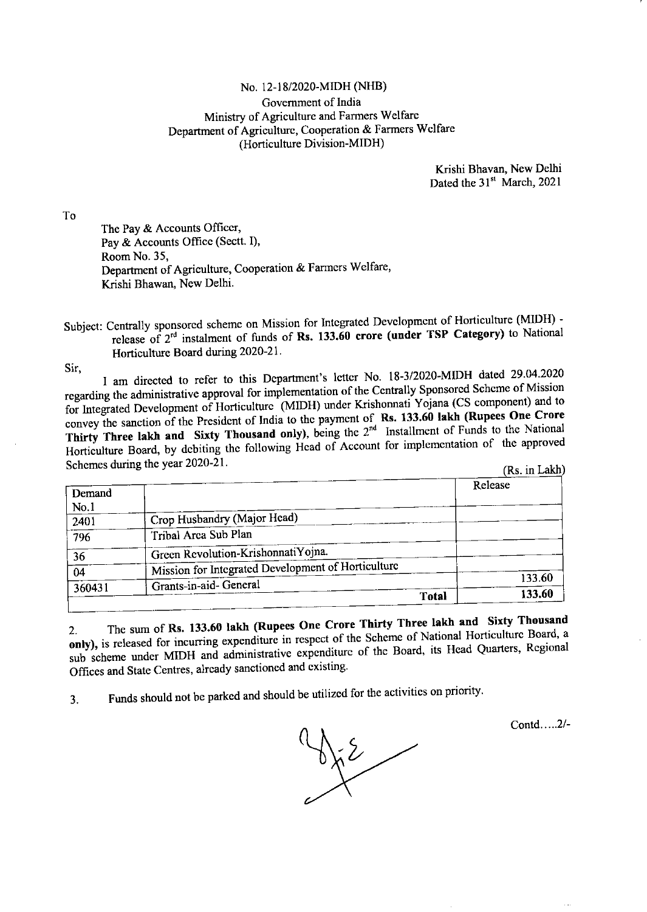No. 12-18/2020-MIDH (NHB)
Government of India
Ministry of Agriculture and Farmers Welfare
Department of Agriculture, Cooperation & Farmers Welfare
(Horticulture Division-MIDH)

Krishi Bhavan, New Delhi
Dated the 31st March, 2021

To

The Pay & Accounts Officer,
Pay & Accounts Office (Sectt. I),
Room No. 35,
Department of Agriculture, Cooperation & Farmers Welfare,
Krishi Bhawan, New Delhi.

Subject: Centrally sponsored scheme on Mission for Integrated Development of Horticulture (MIDH) - release of 2nd instalment of funds of **Rs. 133.60 crore (under TSP Category)** to National Horticulture Board during 2020-21.

Sir,

I am directed to refer to this Department's letter No. 18-3/2020-MIDH dated 29.04.2020 regarding the administrative approval for implementation of the Centrally Sponsored Scheme of Mission for Integrated Development of Horticulture (MIDH) under Krishonnati Yojana (CS component) and to convey the sanction of the President of India to the payment of **Rs. 133.60 lakh (Rupees One Crore Thirty Three lakh and Sixty Thousand only)**, being the 2nd Installment of Funds to the National Horticulture Board, by debiting the following Head of Account for implementation of the approved Schemes during the year 2020-21.

(Rs. in Lakh)

| Demand No.1 | | Release |
|---|---|---|
| 2401 | Crop Husbandry (Major Head) | |
| 796 | Tribal Area Sub Plan | |
| 36 | Green Revolution-KrishonnatiYojna. | |
| 04 | Mission for Integrated Development of Horticulture | |
| 360431 | Grants-in-aid- General | 133.60 |
| | **Total** | **133.60** |

2. The sum of **Rs. 133.60 lakh (Rupees One Crore Thirty Three lakh and Sixty Thousand only)**, is released for incurring expenditure in respect of the Scheme of National Horticulture Board, a sub scheme under MIDH and administrative expenditure of the Board, its Head Quarters, Regional Offices and State Centres, already sanctioned and existing.

3. Funds should not be parked and should be utilized for the activities on priority.

Contd.....2/-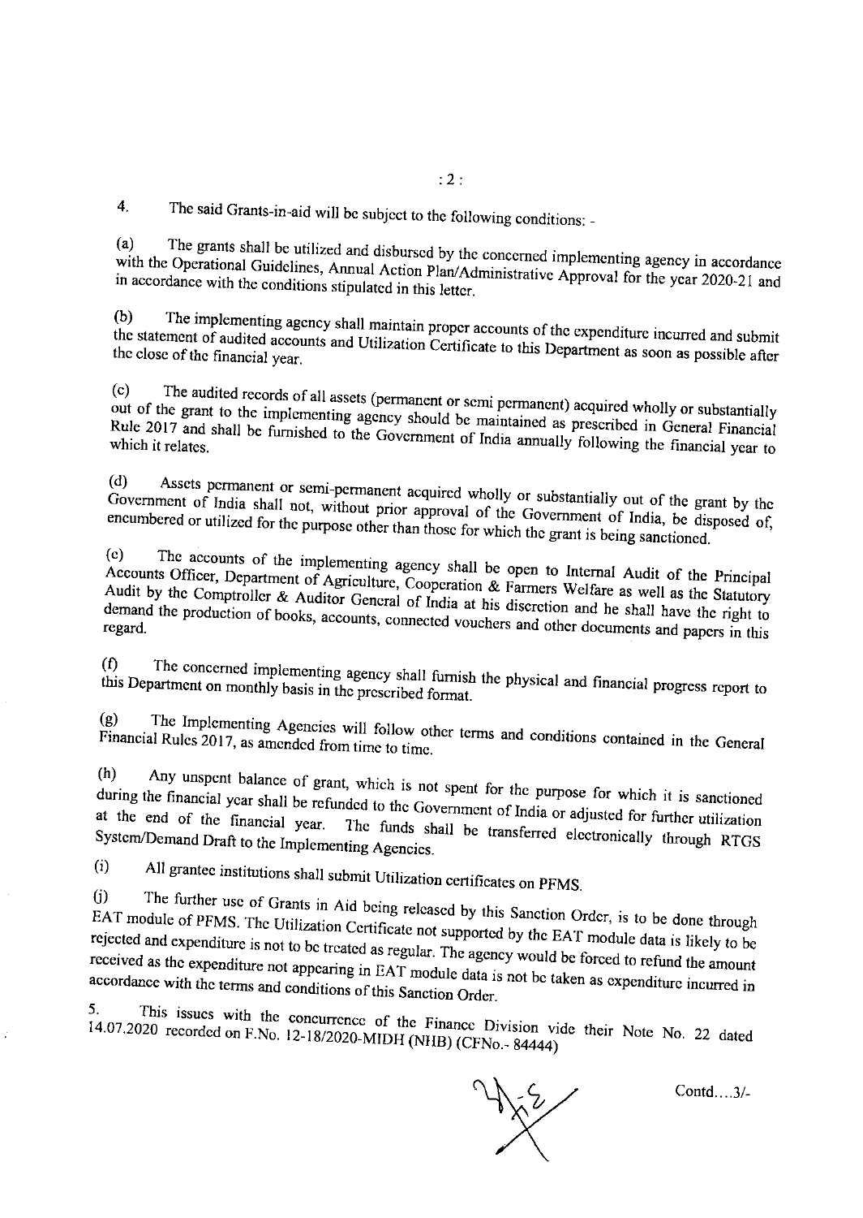4. The said Grants-in-aid will be subject to the following conditions: -

(a) The grants shall be utilized and disbursed by the concerned implementing agency in accordance with the Operational Guidelines, Annual Action Plan/Administrative Approval for the year 2020-21 and in accordance with the conditions stipulated in this letter.

(b) The implementing agency shall maintain proper accounts of the expenditure incurred and submit the statement of audited accounts and Utilization Certificate to this Department as soon as possible after the close of the financial year.

(c) The audited records of all assets (permanent or semi permanent) acquired wholly or substantially out of the grant to the implementing agency should be maintained as prescribed in General Financial Rule 2017 and shall be furnished to the Government of India annually following the financial year to which it relates.

(d) Assets permanent or semi-permanent acquired wholly or substantially out of the grant by the Government of India shall not, without prior approval of the Government of India, be disposed of, encumbered or utilized for the purpose other than those for which the grant is being sanctioned.

(e) The accounts of the implementing agency shall be open to Internal Audit of the Principal Accounts Officer, Department of Agriculture, Cooperation & Farmers Welfare as well as the Statutory Audit by the Comptroller & Auditor General of India at his discretion and he shall have the right to demand the production of books, accounts, connected vouchers and other documents and papers in this regard.

(f) The concerned implementing agency shall furnish the physical and financial progress report to this Department on monthly basis in the prescribed format.

(g) The Implementing Agencies will follow other terms and conditions contained in the General Financial Rules 2017, as amended from time to time.

(h) Any unspent balance of grant, which is not spent for the purpose for which it is sanctioned during the financial year shall be refunded to the Government of India or adjusted for further utilization at the end of the financial year. The funds shall be transferred electronically through RTGS System/Demand Draft to the Implementing Agencies.

(i) All grantee institutions shall submit Utilization certificates on PFMS.

(j) The further use of Grants in Aid being released by this Sanction Order, is to be done through EAT module of PFMS. The Utilization Certificate not supported by the EAT module data is likely to be rejected and expenditure is not to be treated as regular. The agency would be forced to refund the amount received as the expenditure not appearing in EAT module data is not be taken as expenditure incurred in accordance with the terms and conditions of this Sanction Order.

5. This issues with the concurrence of the Finance Division vide their Note No. 22 dated 14.07.2020 recorded on F.No. 12-18/2020-MIDH (NHB) (CFNo.- 84444)

Contd....3/-